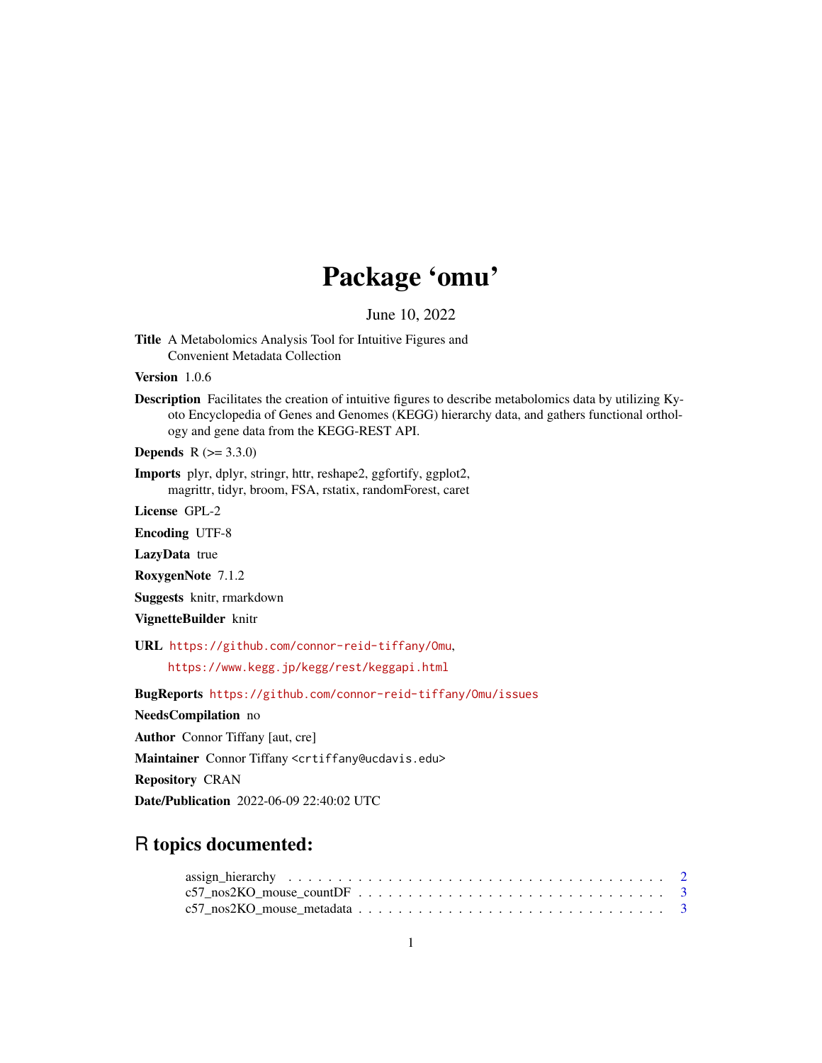# Package 'omu'

June 10, 2022

**Title** A Metabolomics Analysis Tool for Intuitive Figures and Convenient Metadata Collection

**Version** 1.0.6

**Description** Facilitates the creation of intuitive figures to describe metabolomics data by utilizing Kyoto Encyclopedia of Genes and Genomes (KEGG) hierarchy data, and gathers functional orthology and gene data from the KEGG-REST API.

**Depends** R (>= 3.3.0)

**Imports** plyr, dplyr, stringr, httr, reshape2, ggfortify, ggplot2, magrittr, tidyr, broom, FSA, rstatix, randomForest, caret

**License** GPL-2

**Encoding** UTF-8

**LazyData** true

**RoxygenNote** 7.1.2

**Suggests** knitr, rmarkdown

**VignetteBuilder** knitr

**URL** https://github.com/connor-reid-tiffany/Omu,
https://www.kegg.jp/kegg/rest/keggapi.html

**BugReports** https://github.com/connor-reid-tiffany/Omu/issues

**NeedsCompilation** no

**Author** Connor Tiffany [aut, cre]

**Maintainer** Connor Tiffany <crtiffany@ucdavis.edu>

**Repository** CRAN

**Date/Publication** 2022-06-09 22:40:02 UTC

## R topics documented:

assign_hierarchy . . . . . . . . . . . . . . . . . . . . . . . . . . . . . . . . . . . . . 2
c57_nos2KO_mouse_countDF . . . . . . . . . . . . . . . . . . . . . . . . . . . . . . . 3
c57_nos2KO_mouse_metadata . . . . . . . . . . . . . . . . . . . . . . . . . . . . . . 3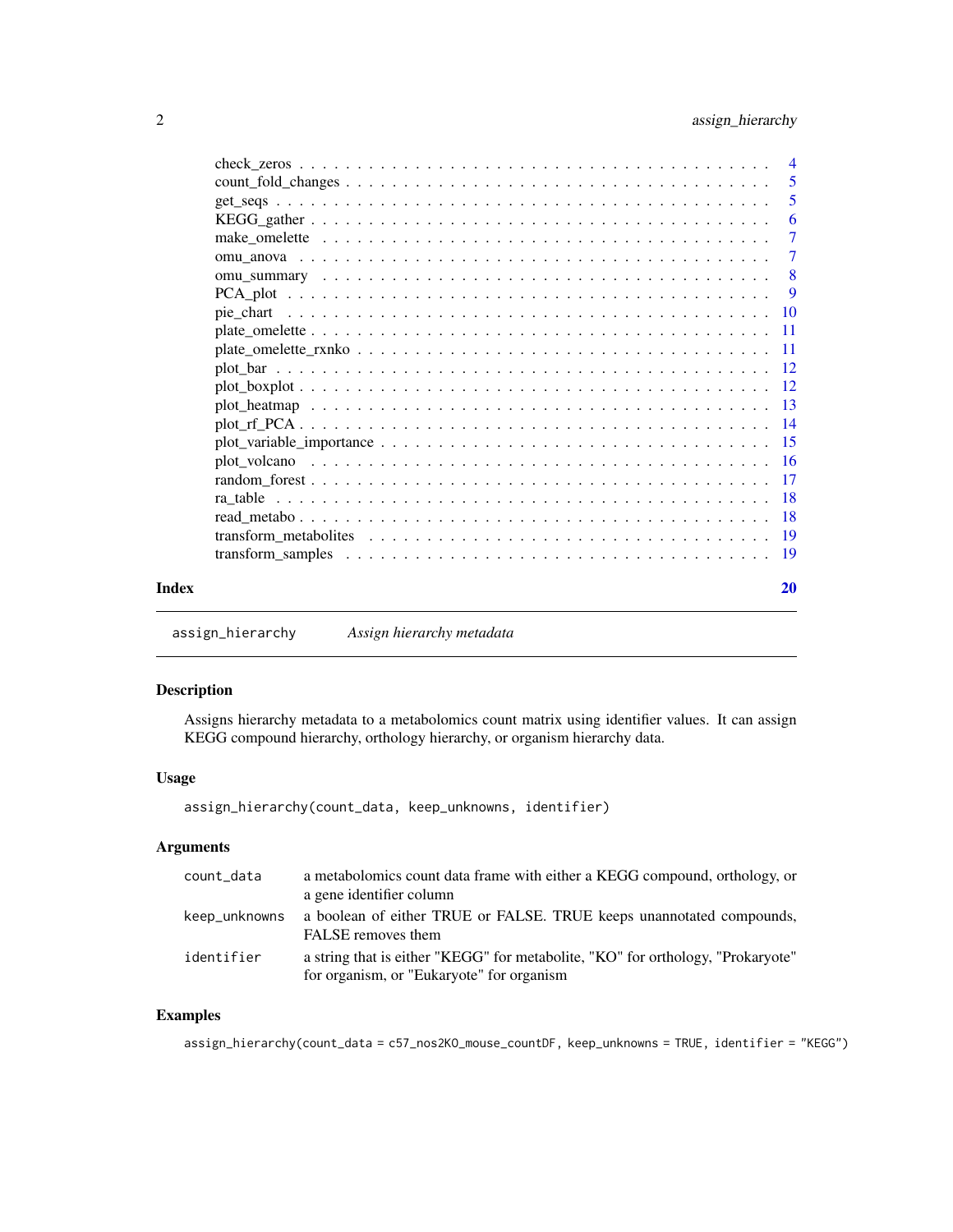| | |
|---|---|
| check_zeros | 4 |
| count_fold_changes | 5 |
| get_seqs | 5 |
| KEGG_gather | 6 |
| make_omelette | 7 |
| omu_anova | 7 |
| omu_summary | 8 |
| PCA_plot | 9 |
| pie_chart | 10 |
| plate_omelette | 11 |
| plate_omelette_rxnko | 11 |
| plot_bar | 12 |
| plot_boxplot | 12 |
| plot_heatmap | 13 |
| plot_rf_PCA | 14 |
| plot_variable_importance | 15 |
| plot_volcano | 16 |
| random_forest | 17 |
| ra_table | 18 |
| read_metabo | 18 |
| transform_metabolites | 19 |
| transform_samples | 19 |

**Index** **20**

---

`assign_hierarchy` *Assign hierarchy metadata*

---

## Description

Assigns hierarchy metadata to a metabolomics count matrix using identifier values. It can assign KEGG compound hierarchy, orthology hierarchy, or organism hierarchy data.

## Usage

```
assign_hierarchy(count_data, keep_unknowns, identifier)
```

## Arguments

| | |
|---|---|
| `count_data` | a metabolomics count data frame with either a KEGG compound, orthology, or a gene identifier column |
| `keep_unknowns` | a boolean of either TRUE or FALSE. TRUE keeps unannotated compounds, FALSE removes them |
| `identifier` | a string that is either "KEGG" for metabolite, "KO" for orthology, "Prokaryote" for organism, or "Eukaryote" for organism |

## Examples

```
assign_hierarchy(count_data = c57_nos2KO_mouse_countDF, keep_unknowns = TRUE, identifier = "KEGG")
```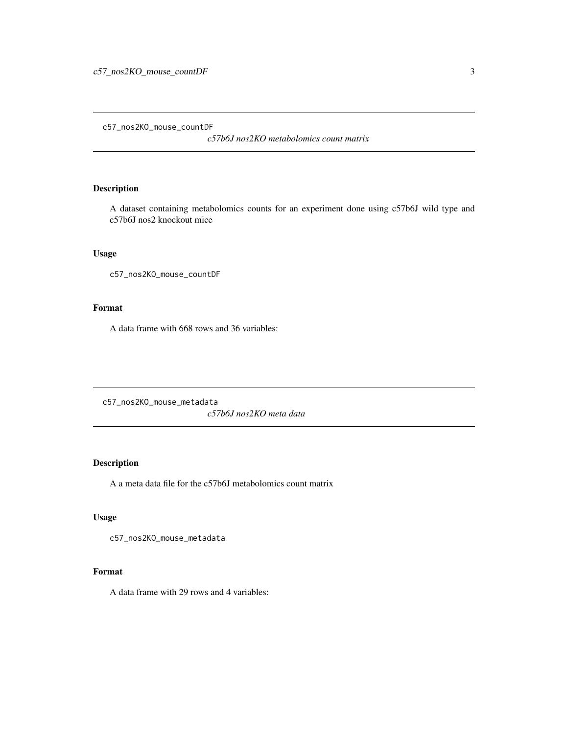## c57_nos2KO_mouse_countDF

*c57b6J nos2KO metabolomics count matrix*

### Description

A dataset containing metabolomics counts for an experiment done using c57b6J wild type and c57b6J nos2 knockout mice

### Usage

```
c57_nos2KO_mouse_countDF
```

### Format

A data frame with 668 rows and 36 variables:

## c57_nos2KO_mouse_metadata

*c57b6J nos2KO meta data*

### Description

A a meta data file for the c57b6J metabolomics count matrix

### Usage

```
c57_nos2KO_mouse_metadata
```

### Format

A data frame with 29 rows and 4 variables: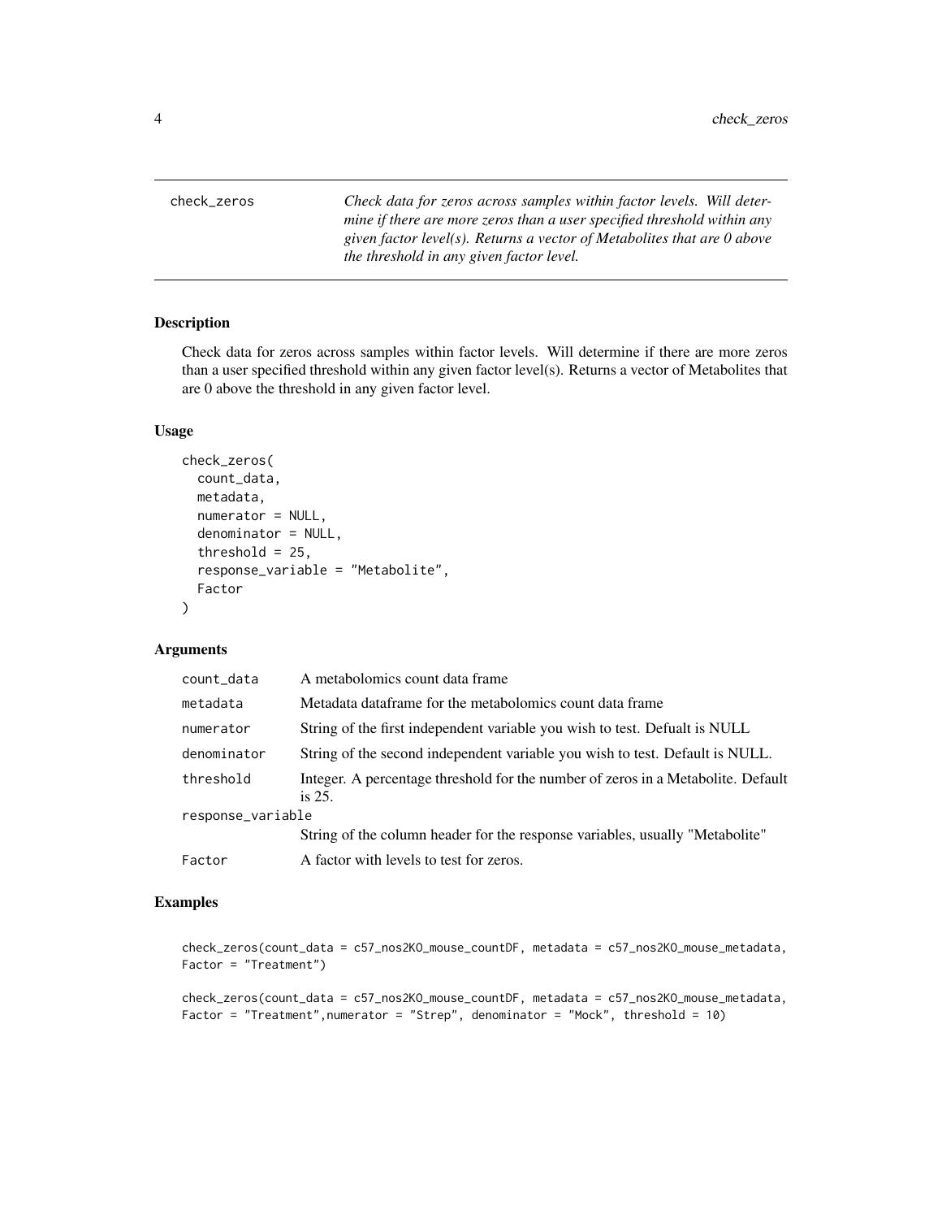# check_zeros

*Check data for zeros across samples within factor levels. Will determine if there are more zeros than a user specified threshold within any given factor level(s). Returns a vector of Metabolites that are 0 above the threshold in any given factor level.*

## Description

Check data for zeros across samples within factor levels. Will determine if there are more zeros than a user specified threshold within any given factor level(s). Returns a vector of Metabolites that are 0 above the threshold in any given factor level.

## Usage

```
check_zeros(
  count_data,
  metadata,
  numerator = NULL,
  denominator = NULL,
  threshold = 25,
  response_variable = "Metabolite",
  Factor
)
```

## Arguments

| Argument | Description |
|---|---|
| count_data | A metabolomics count data frame |
| metadata | Metadata dataframe for the metabolomics count data frame |
| numerator | String of the first independent variable you wish to test. Defualt is NULL |
| denominator | String of the second independent variable you wish to test. Default is NULL. |
| threshold | Integer. A percentage threshold for the number of zeros in a Metabolite. Default is 25. |
| response_variable | String of the column header for the response variables, usually "Metabolite" |
| Factor | A factor with levels to test for zeros. |

## Examples

```
check_zeros(count_data = c57_nos2KO_mouse_countDF, metadata = c57_nos2KO_mouse_metadata,
Factor = "Treatment")

check_zeros(count_data = c57_nos2KO_mouse_countDF, metadata = c57_nos2KO_mouse_metadata,
Factor = "Treatment",numerator = "Strep", denominator = "Mock", threshold = 10)
```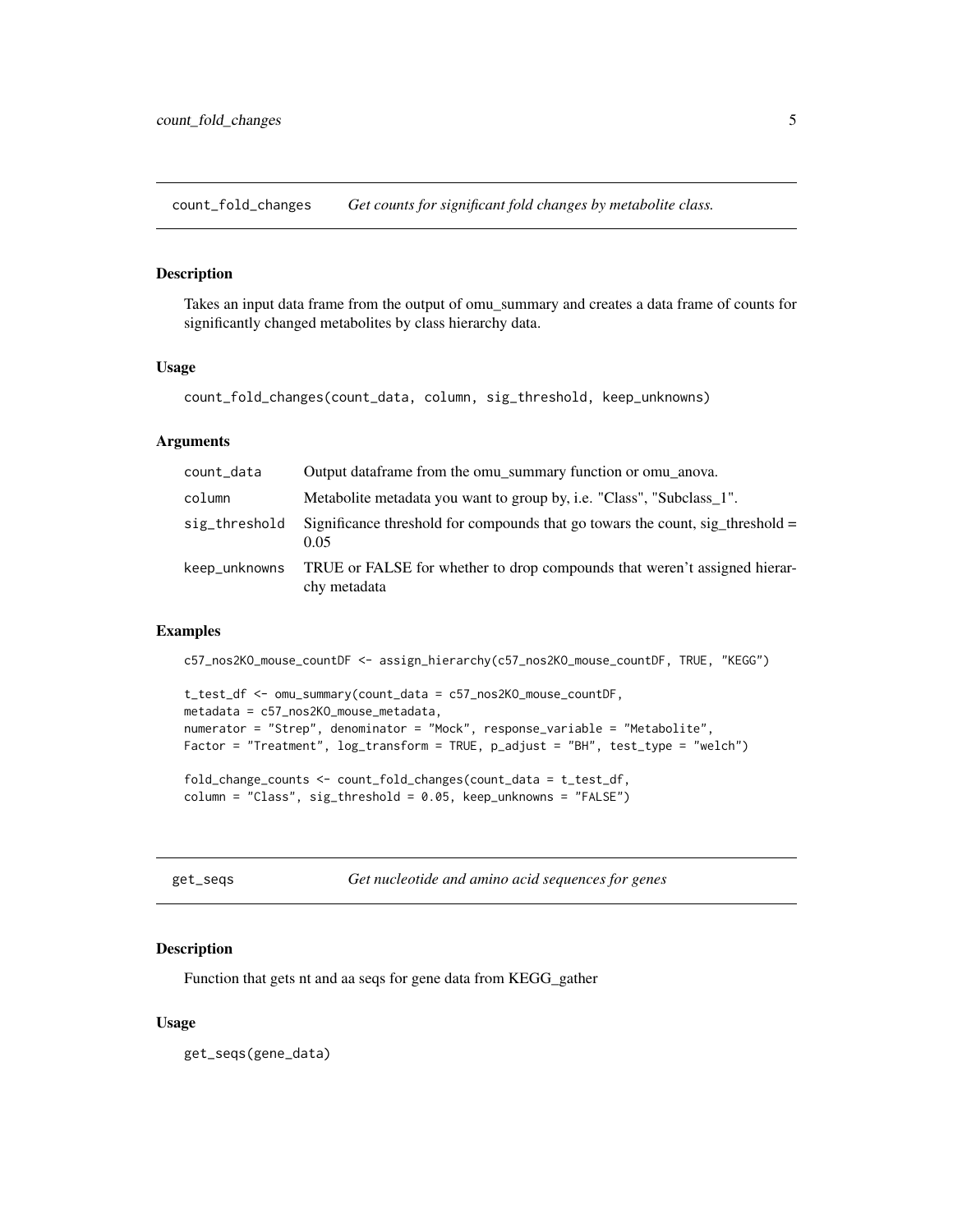## count_fold_changes *Get counts for significant fold changes by metabolite class.*

### Description

Takes an input data frame from the output of omu_summary and creates a data frame of counts for significantly changed metabolites by class hierarchy data.

### Usage

```
count_fold_changes(count_data, column, sig_threshold, keep_unknowns)
```

### Arguments

| | |
|---|---|
| count_data | Output dataframe from the omu_summary function or omu_anova. |
| column | Metabolite metadata you want to group by, i.e. "Class", "Subclass_1". |
| sig_threshold | Significance threshold for compounds that go towars the count, sig_threshold = 0.05 |
| keep_unknowns | TRUE or FALSE for whether to drop compounds that weren't assigned hierarchy metadata |

### Examples

```
c57_nos2KO_mouse_countDF <- assign_hierarchy(c57_nos2KO_mouse_countDF, TRUE, "KEGG")

t_test_df <- omu_summary(count_data = c57_nos2KO_mouse_countDF,
metadata = c57_nos2KO_mouse_metadata,
numerator = "Strep", denominator = "Mock", response_variable = "Metabolite",
Factor = "Treatment", log_transform = TRUE, p_adjust = "BH", test_type = "welch")

fold_change_counts <- count_fold_changes(count_data = t_test_df,
column = "Class", sig_threshold = 0.05, keep_unknowns = "FALSE")
```

## get_seqs *Get nucleotide and amino acid sequences for genes*

### Description

Function that gets nt and aa seqs for gene data from KEGG_gather

### Usage

```
get_seqs(gene_data)
```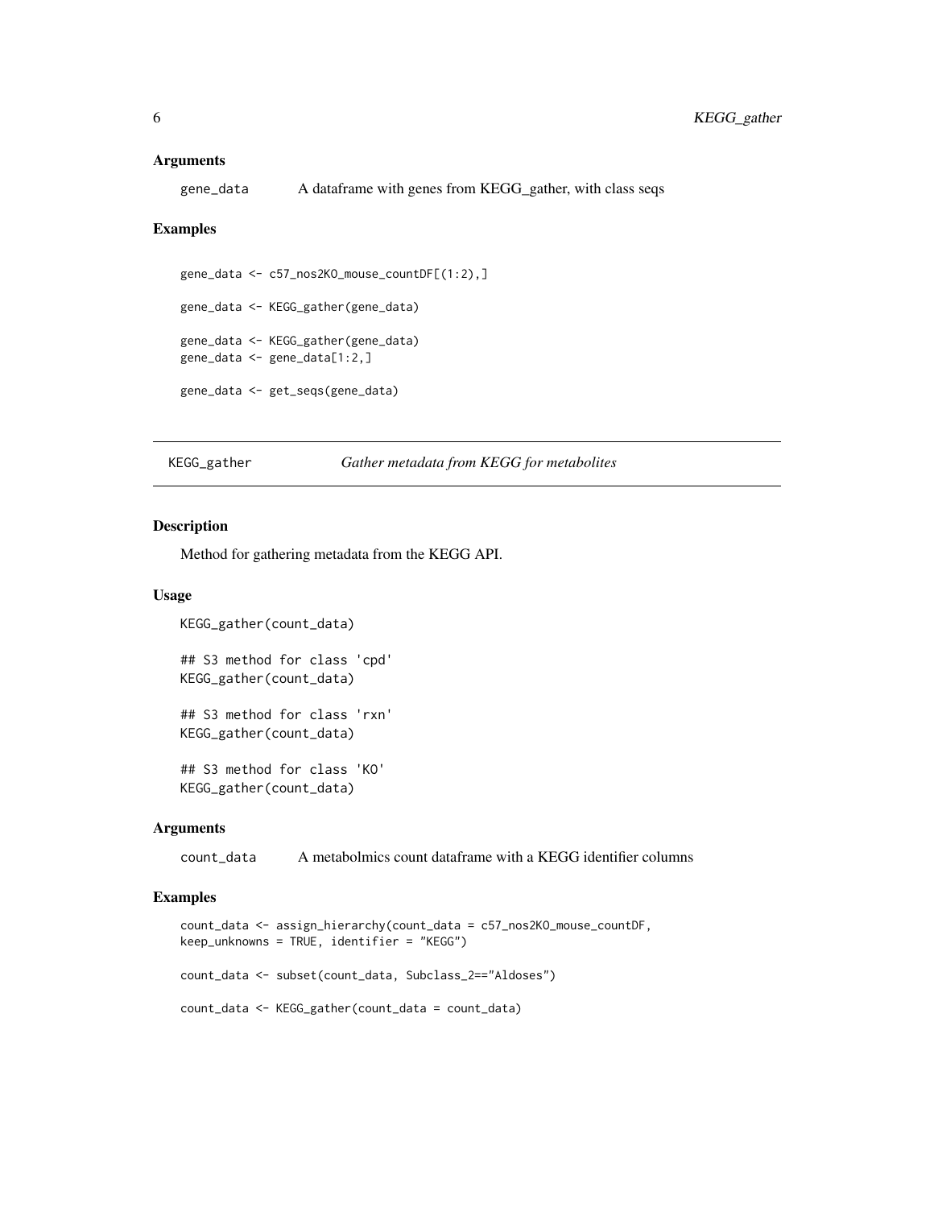### Arguments

gene_data A dataframe with genes from KEGG_gather, with class seqs

### Examples

```
gene_data <- c57_nos2KO_mouse_countDF[(1:2),]

gene_data <- KEGG_gather(gene_data)

gene_data <- KEGG_gather(gene_data)
gene_data <- gene_data[1:2,]

gene_data <- get_seqs(gene_data)
```

---

## KEGG_gather *Gather metadata from KEGG for metabolites*

---

### Description

Method for gathering metadata from the KEGG API.

### Usage

```
KEGG_gather(count_data)

## S3 method for class 'cpd'
KEGG_gather(count_data)

## S3 method for class 'rxn'
KEGG_gather(count_data)

## S3 method for class 'KO'
KEGG_gather(count_data)
```

### Arguments

count_data A metabolmics count dataframe with a KEGG identifier columns

### Examples

```
count_data <- assign_hierarchy(count_data = c57_nos2KO_mouse_countDF,
keep_unknowns = TRUE, identifier = "KEGG")

count_data <- subset(count_data, Subclass_2=="Aldoses")

count_data <- KEGG_gather(count_data = count_data)
```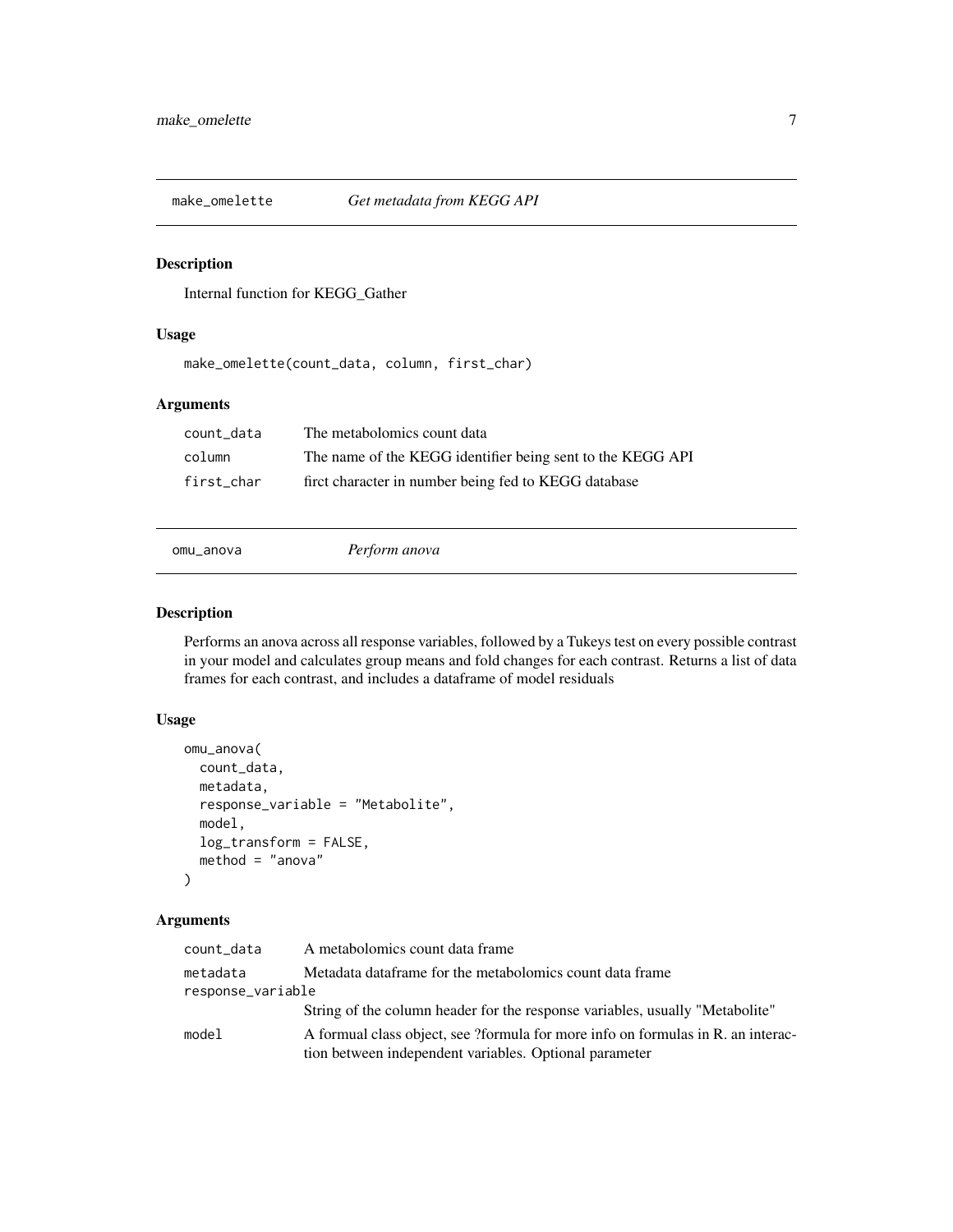## make_omelette — *Get metadata from KEGG API*

### Description

Internal function for KEGG_Gather

### Usage

```
make_omelette(count_data, column, first_char)
```

### Arguments

| | |
|---|---|
| `count_data` | The metabolomics count data |
| `column` | The name of the KEGG identifier being sent to the KEGG API |
| `first_char` | firct character in number being fed to KEGG database |

## omu_anova — *Perform anova*

### Description

Performs an anova across all response variables, followed by a Tukeys test on every possible contrast in your model and calculates group means and fold changes for each contrast. Returns a list of data frames for each contrast, and includes a dataframe of model residuals

### Usage

```
omu_anova(
  count_data,
  metadata,
  response_variable = "Metabolite",
  model,
  log_transform = FALSE,
  method = "anova"
)
```

### Arguments

| | |
|---|---|
| `count_data` | A metabolomics count data frame |
| `metadata` | Metadata dataframe for the metabolomics count data frame |
| `response_variable` | String of the column header for the response variables, usually "Metabolite" |
| `model` | A formual class object, see ?formula for more info on formulas in R. an interaction between independent variables. Optional parameter |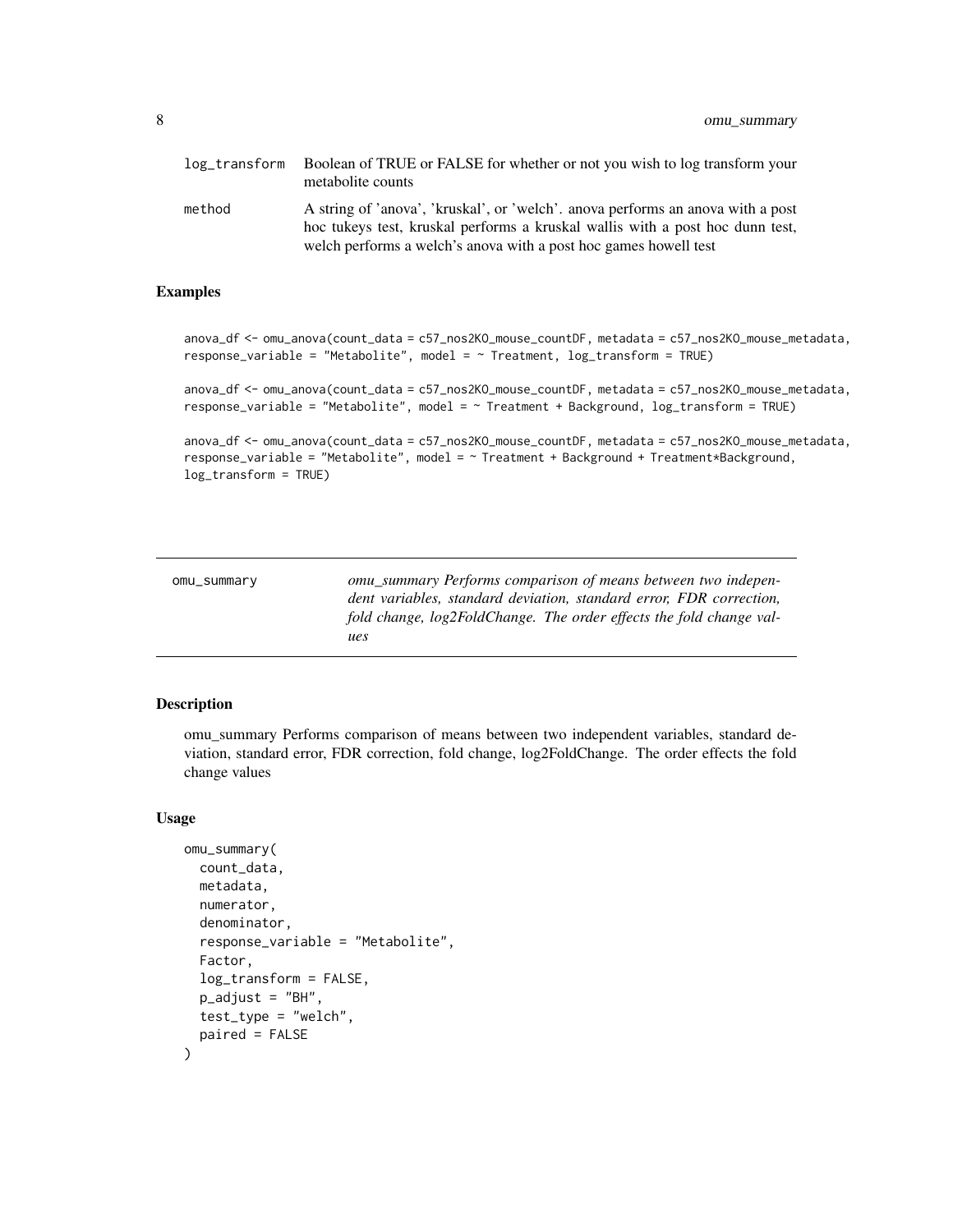| | |
|---|---|
| log_transform | Boolean of TRUE or FALSE for whether or not you wish to log transform your metabolite counts |
| method | A string of 'anova', 'kruskal', or 'welch'. anova performs an anova with a post hoc tukeys test, kruskal performs a kruskal wallis with a post hoc dunn test, welch performs a welch's anova with a post hoc games howell test |

### Examples

```
anova_df <- omu_anova(count_data = c57_nos2KO_mouse_countDF, metadata = c57_nos2KO_mouse_metadata,
response_variable = "Metabolite", model = ~ Treatment, log_transform = TRUE)

anova_df <- omu_anova(count_data = c57_nos2KO_mouse_countDF, metadata = c57_nos2KO_mouse_metadata,
response_variable = "Metabolite", model = ~ Treatment + Background, log_transform = TRUE)

anova_df <- omu_anova(count_data = c57_nos2KO_mouse_countDF, metadata = c57_nos2KO_mouse_metadata,
response_variable = "Metabolite", model = ~ Treatment + Background + Treatment*Background,
log_transform = TRUE)
```

---

## omu_summary

*omu_summary Performs comparison of means between two independent variables, standard deviation, standard error, FDR correction, fold change, log2FoldChange. The order effects the fold change values*

---

### Description

omu_summary Performs comparison of means between two independent variables, standard deviation, standard error, FDR correction, fold change, log2FoldChange. The order effects the fold change values

### Usage

```
omu_summary(
  count_data,
  metadata,
  numerator,
  denominator,
  response_variable = "Metabolite",
  Factor,
  log_transform = FALSE,
  p_adjust = "BH",
  test_type = "welch",
  paired = FALSE
)
```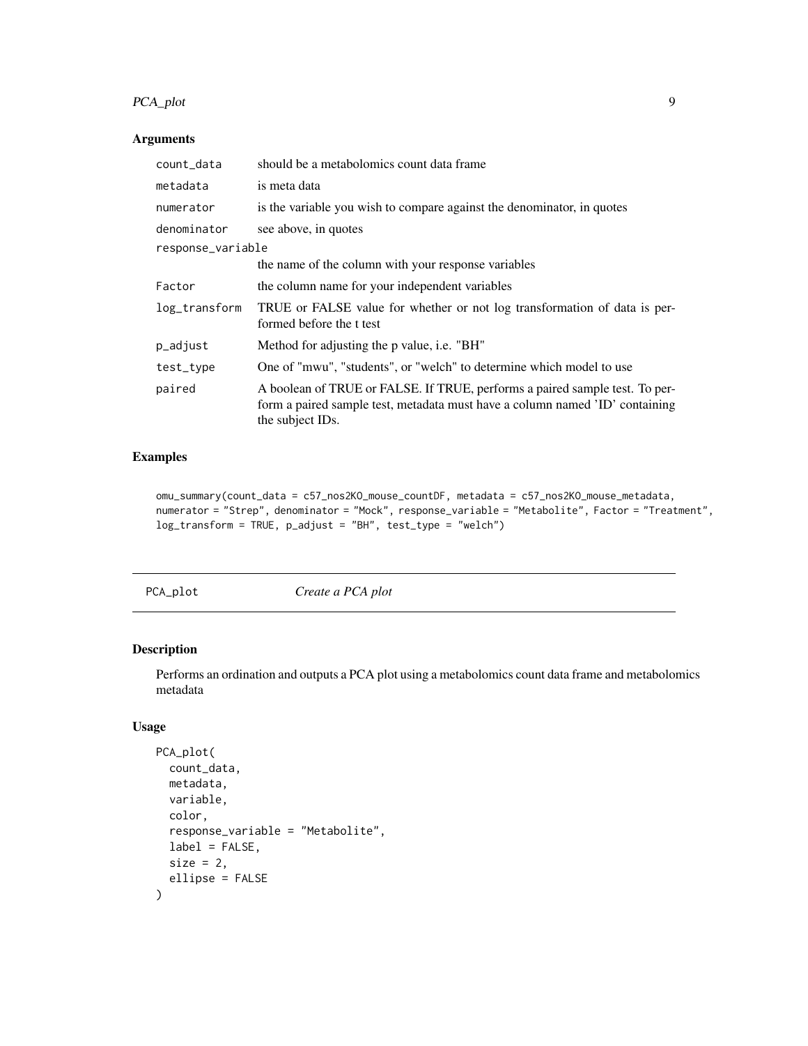### Arguments

| | |
|---|---|
| count_data | should be a metabolomics count data frame |
| metadata | is meta data |
| numerator | is the variable you wish to compare against the denominator, in quotes |
| denominator | see above, in quotes |
| response_variable | the name of the column with your response variables |
| Factor | the column name for your independent variables |
| log_transform | TRUE or FALSE value for whether or not log transformation of data is performed before the t test |
| p_adjust | Method for adjusting the p value, i.e. "BH" |
| test_type | One of "mwu", "students", or "welch" to determine which model to use |
| paired | A boolean of TRUE or FALSE. If TRUE, performs a paired sample test. To perform a paired sample test, metadata must have a column named 'ID' containing the subject IDs. |

### Examples

```
omu_summary(count_data = c57_nos2KO_mouse_countDF, metadata = c57_nos2KO_mouse_metadata,
numerator = "Strep", denominator = "Mock", response_variable = "Metabolite", Factor = "Treatment",
log_transform = TRUE, p_adjust = "BH", test_type = "welch")
```

---

## PCA_plot *Create a PCA plot*

---

### Description

Performs an ordination and outputs a PCA plot using a metabolomics count data frame and metabolomics metadata

### Usage

```
PCA_plot(
  count_data,
  metadata,
  variable,
  color,
  response_variable = "Metabolite",
  label = FALSE,
  size = 2,
  ellipse = FALSE
)
```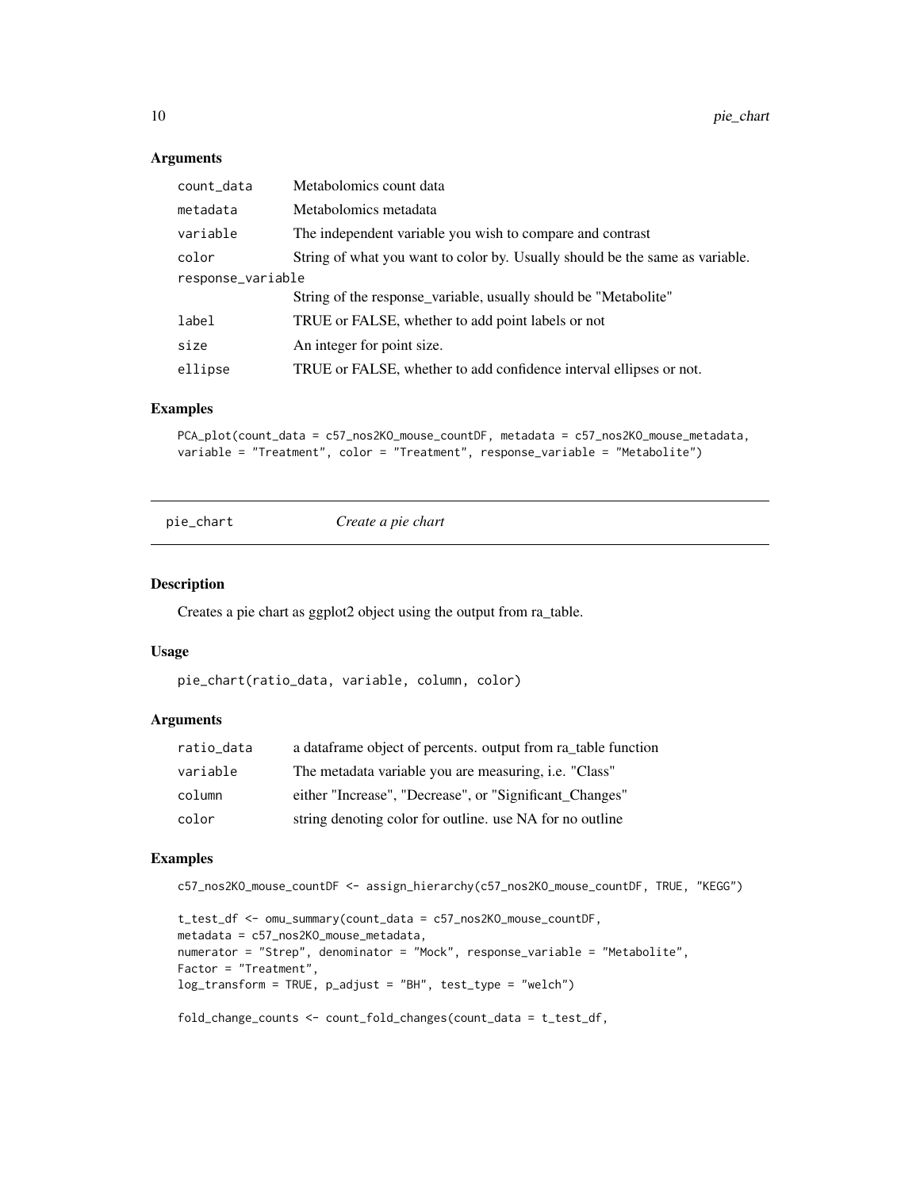### Arguments

| | |
|---|---|
| count_data | Metabolomics count data |
| metadata | Metabolomics metadata |
| variable | The independent variable you wish to compare and contrast |
| color | String of what you want to color by. Usually should be the same as variable. |
| response_variable | String of the response_variable, usually should be "Metabolite" |
| label | TRUE or FALSE, whether to add point labels or not |
| size | An integer for point size. |
| ellipse | TRUE or FALSE, whether to add confidence interval ellipses or not. |

### Examples

```
PCA_plot(count_data = c57_nos2KO_mouse_countDF, metadata = c57_nos2KO_mouse_metadata,
variable = "Treatment", color = "Treatment", response_variable = "Metabolite")
```

---

## pie_chart *Create a pie chart*

### Description

Creates a pie chart as ggplot2 object using the output from ra_table.

### Usage

```
pie_chart(ratio_data, variable, column, color)
```

### Arguments

| | |
|---|---|
| ratio_data | a dataframe object of percents. output from ra_table function |
| variable | The metadata variable you are measuring, i.e. "Class" |
| column | either "Increase", "Decrease", or "Significant_Changes" |
| color | string denoting color for outline. use NA for no outline |

### Examples

```
c57_nos2KO_mouse_countDF <- assign_hierarchy(c57_nos2KO_mouse_countDF, TRUE, "KEGG")

t_test_df <- omu_summary(count_data = c57_nos2KO_mouse_countDF,
metadata = c57_nos2KO_mouse_metadata,
numerator = "Strep", denominator = "Mock", response_variable = "Metabolite",
Factor = "Treatment",
log_transform = TRUE, p_adjust = "BH", test_type = "welch")

fold_change_counts <- count_fold_changes(count_data = t_test_df,
```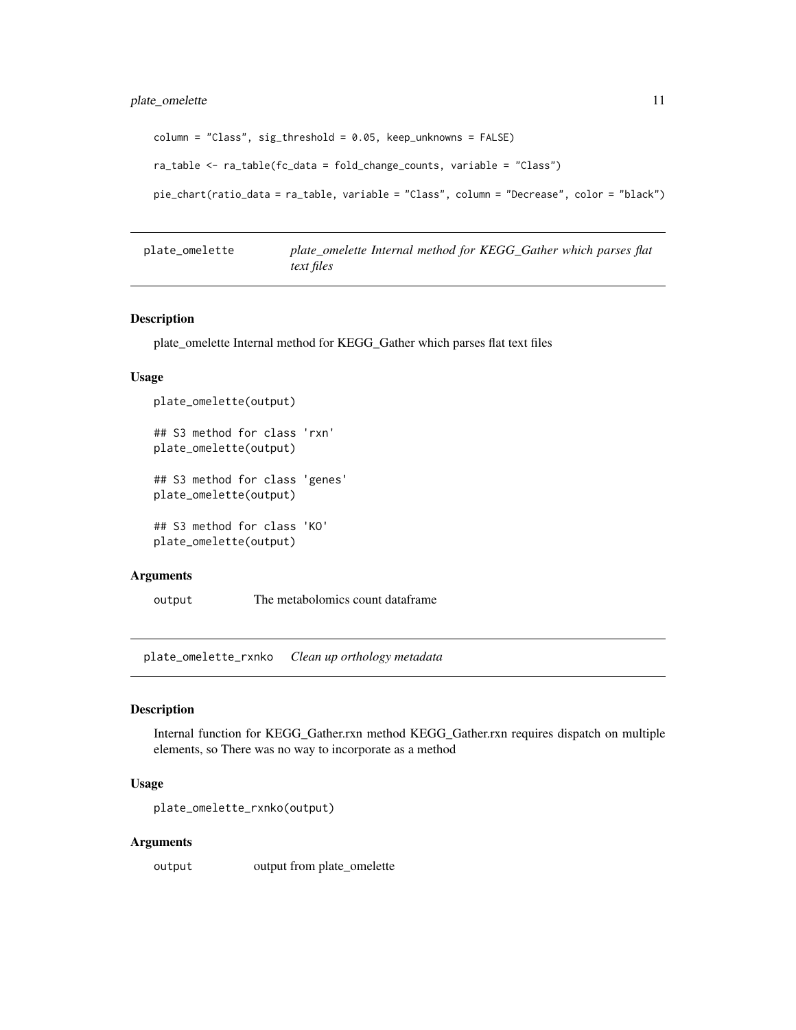```
column = "Class", sig_threshold = 0.05, keep_unknowns = FALSE)

ra_table <- ra_table(fc_data = fold_change_counts, variable = "Class")

pie_chart(ratio_data = ra_table, variable = "Class", column = "Decrease", color = "black")
```

## plate_omelette — *plate_omelette Internal method for KEGG_Gather which parses flat text files*

### Description

plate_omelette Internal method for KEGG_Gather which parses flat text files

### Usage

```
plate_omelette(output)

## S3 method for class 'rxn'
plate_omelette(output)

## S3 method for class 'genes'
plate_omelette(output)

## S3 method for class 'KO'
plate_omelette(output)
```

### Arguments

| | |
|---|---|
| `output` | The metabolomics count dataframe |

## plate_omelette_rxnko — *Clean up orthology metadata*

### Description

Internal function for KEGG_Gather.rxn method KEGG_Gather.rxn requires dispatch on multiple elements, so There was no way to incorporate as a method

### Usage

```
plate_omelette_rxnko(output)
```

### Arguments

| | |
|---|---|
| `output` | output from plate_omelette |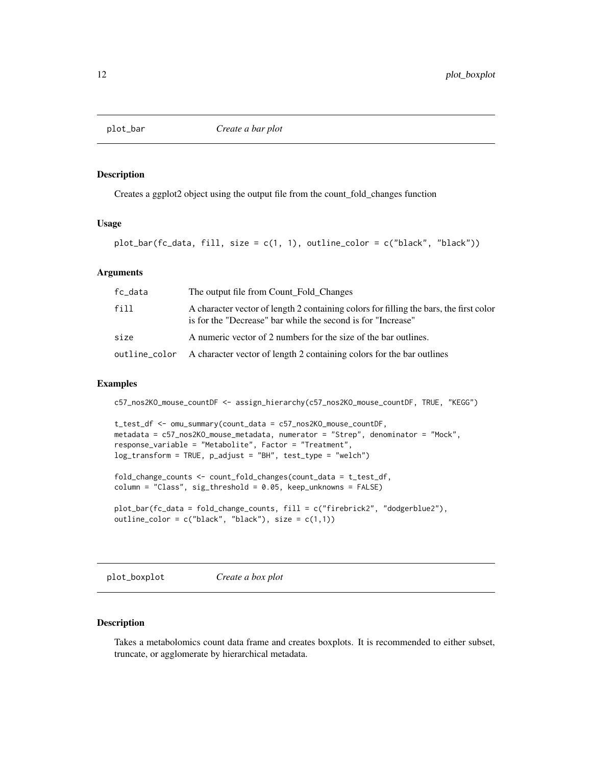## plot_bar *Create a bar plot*

### Description

Creates a ggplot2 object using the output file from the count_fold_changes function

### Usage

```
plot_bar(fc_data, fill, size = c(1, 1), outline_color = c("black", "black"))
```

### Arguments

| | |
|---|---|
| fc_data | The output file from Count_Fold_Changes |
| fill | A character vector of length 2 containing colors for filling the bars, the first color is for the "Decrease" bar while the second is for "Increase" |
| size | A numeric vector of 2 numbers for the size of the bar outlines. |
| outline_color | A character vector of length 2 containing colors for the bar outlines |

### Examples

```
c57_nos2KO_mouse_countDF <- assign_hierarchy(c57_nos2KO_mouse_countDF, TRUE, "KEGG")

t_test_df <- omu_summary(count_data = c57_nos2KO_mouse_countDF,
metadata = c57_nos2KO_mouse_metadata, numerator = "Strep", denominator = "Mock",
response_variable = "Metabolite", Factor = "Treatment",
log_transform = TRUE, p_adjust = "BH", test_type = "welch")

fold_change_counts <- count_fold_changes(count_data = t_test_df,
column = "Class", sig_threshold = 0.05, keep_unknowns = FALSE)

plot_bar(fc_data = fold_change_counts, fill = c("firebrick2", "dodgerblue2"),
outline_color = c("black", "black"), size = c(1,1))
```

## plot_boxplot *Create a box plot*

### Description

Takes a metabolomics count data frame and creates boxplots. It is recommended to either subset, truncate, or agglomerate by hierarchical metadata.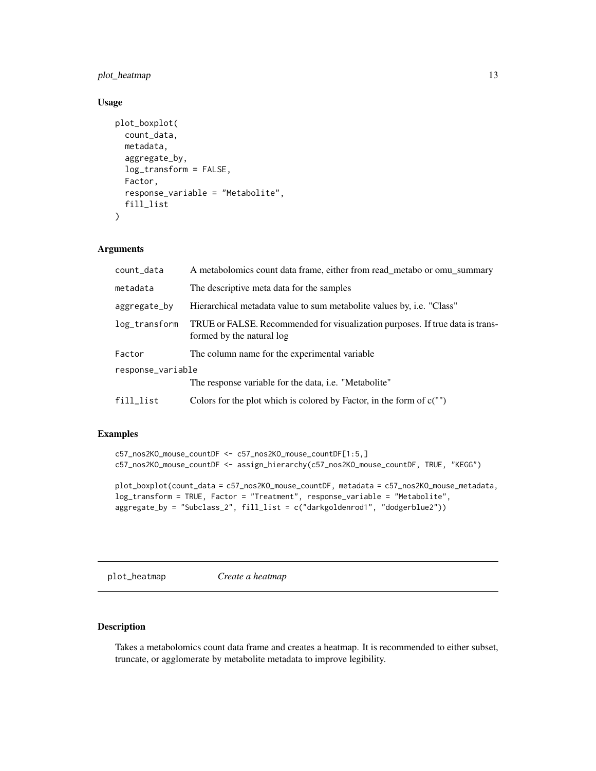### Usage

```
plot_boxplot(
  count_data,
  metadata,
  aggregate_by,
  log_transform = FALSE,
  Factor,
  response_variable = "Metabolite",
  fill_list
)
```

### Arguments

| | |
|---|---|
| count_data | A metabolomics count data frame, either from read_metabo or omu_summary |
| metadata | The descriptive meta data for the samples |
| aggregate_by | Hierarchical metadata value to sum metabolite values by, i.e. "Class" |
| log_transform | TRUE or FALSE. Recommended for visualization purposes. If true data is transformed by the natural log |
| Factor | The column name for the experimental variable |
| response_variable | The response variable for the data, i.e. "Metabolite" |
| fill_list | Colors for the plot which is colored by Factor, in the form of c("") |

### Examples

```
c57_nos2KO_mouse_countDF <- c57_nos2KO_mouse_countDF[1:5,]
c57_nos2KO_mouse_countDF <- assign_hierarchy(c57_nos2KO_mouse_countDF, TRUE, "KEGG")

plot_boxplot(count_data = c57_nos2KO_mouse_countDF, metadata = c57_nos2KO_mouse_metadata,
log_transform = TRUE, Factor = "Treatment", response_variable = "Metabolite",
aggregate_by = "Subclass_2", fill_list = c("darkgoldenrod1", "dodgerblue2"))
```

## plot_heatmap *Create a heatmap*

### Description

Takes a metabolomics count data frame and creates a heatmap. It is recommended to either subset, truncate, or agglomerate by metabolite metadata to improve legibility.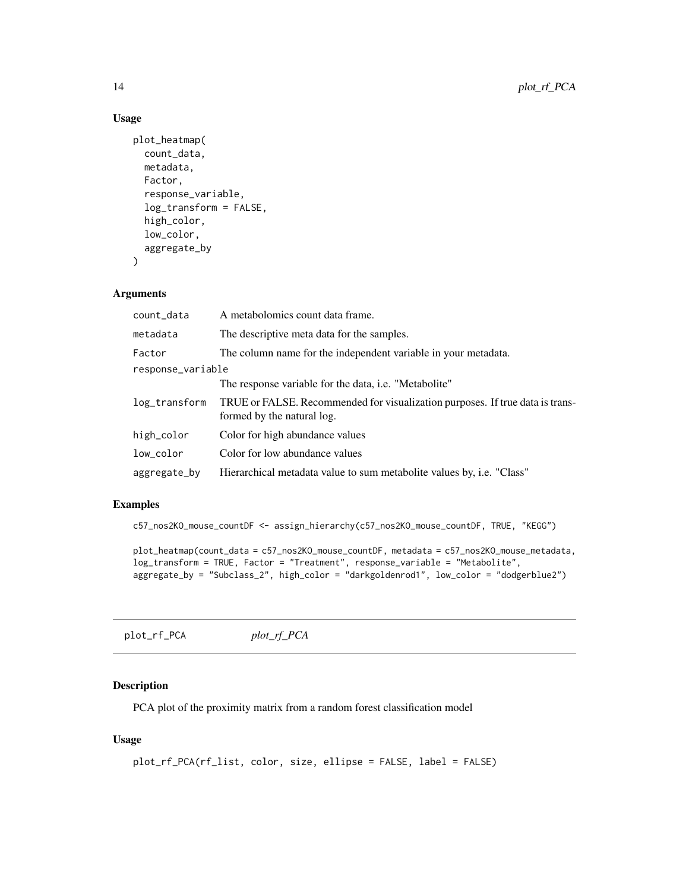### Usage

```
plot_heatmap(
  count_data,
  metadata,
  Factor,
  response_variable,
  log_transform = FALSE,
  high_color,
  low_color,
  aggregate_by
)
```

### Arguments

| | |
|---|---|
| count_data | A metabolomics count data frame. |
| metadata | The descriptive meta data for the samples. |
| Factor | The column name for the independent variable in your metadata. |
| response_variable | The response variable for the data, i.e. "Metabolite" |
| log_transform | TRUE or FALSE. Recommended for visualization purposes. If true data is transformed by the natural log. |
| high_color | Color for high abundance values |
| low_color | Color for low abundance values |
| aggregate_by | Hierarchical metadata value to sum metabolite values by, i.e. "Class" |

### Examples

```
c57_nos2KO_mouse_countDF <- assign_hierarchy(c57_nos2KO_mouse_countDF, TRUE, "KEGG")

plot_heatmap(count_data = c57_nos2KO_mouse_countDF, metadata = c57_nos2KO_mouse_metadata,
log_transform = TRUE, Factor = "Treatment", response_variable = "Metabolite",
aggregate_by = "Subclass_2", high_color = "darkgoldenrod1", low_color = "dodgerblue2")
```

---

## plot_rf_PCA    *plot_rf_PCA*

### Description

PCA plot of the proximity matrix from a random forest classification model

### Usage

```
plot_rf_PCA(rf_list, color, size, ellipse = FALSE, label = FALSE)
```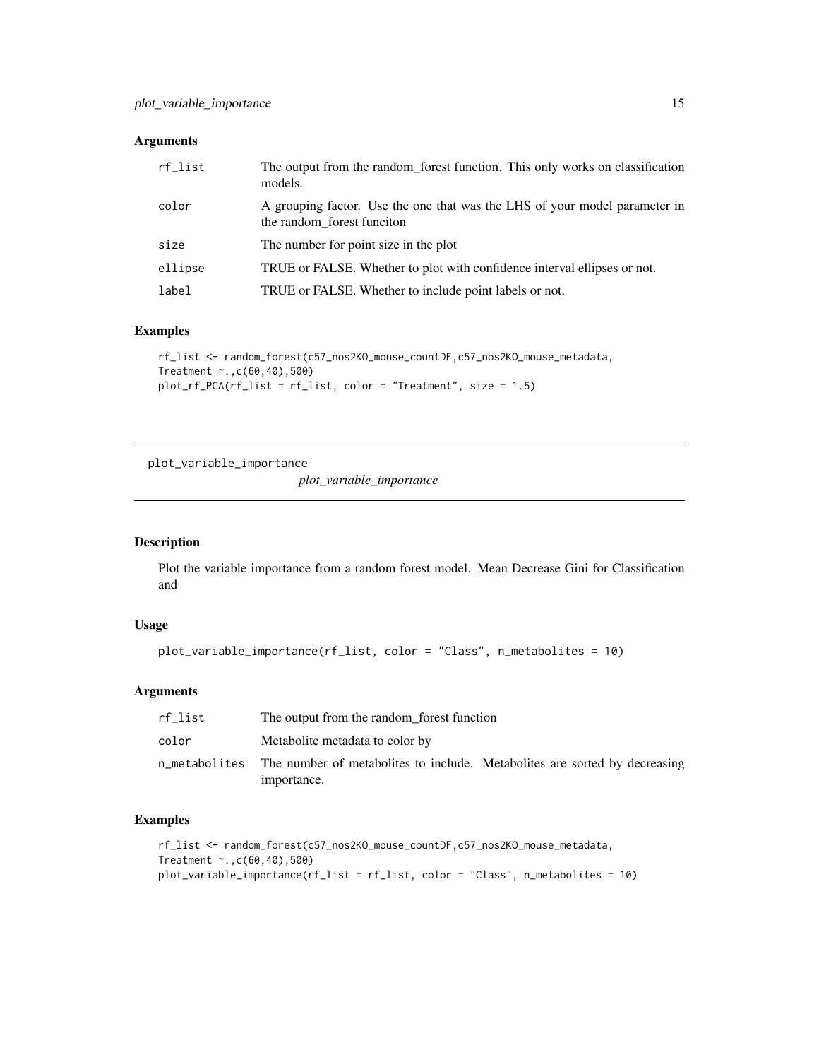### Arguments

| | |
|---|---|
| rf_list | The output from the random_forest function. This only works on classification models. |
| color | A grouping factor. Use the one that was the LHS of your model parameter in the random_forest funciton |
| size | The number for point size in the plot |
| ellipse | TRUE or FALSE. Whether to plot with confidence interval ellipses or not. |
| label | TRUE or FALSE. Whether to include point labels or not. |

### Examples

```
rf_list <- random_forest(c57_nos2KO_mouse_countDF,c57_nos2KO_mouse_metadata,
Treatment ~.,c(60,40),500)
plot_rf_PCA(rf_list = rf_list, color = "Treatment", size = 1.5)
```

---

## plot_variable_importance

*plot_variable_importance*

### Description

Plot the variable importance from a random forest model. Mean Decrease Gini for Classification and

### Usage

```
plot_variable_importance(rf_list, color = "Class", n_metabolites = 10)
```

### Arguments

| | |
|---|---|
| rf_list | The output from the random_forest function |
| color | Metabolite metadata to color by |
| n_metabolites | The number of metabolites to include. Metabolites are sorted by decreasing importance. |

### Examples

```
rf_list <- random_forest(c57_nos2KO_mouse_countDF,c57_nos2KO_mouse_metadata,
Treatment ~.,c(60,40),500)
plot_variable_importance(rf_list = rf_list, color = "Class", n_metabolites = 10)
```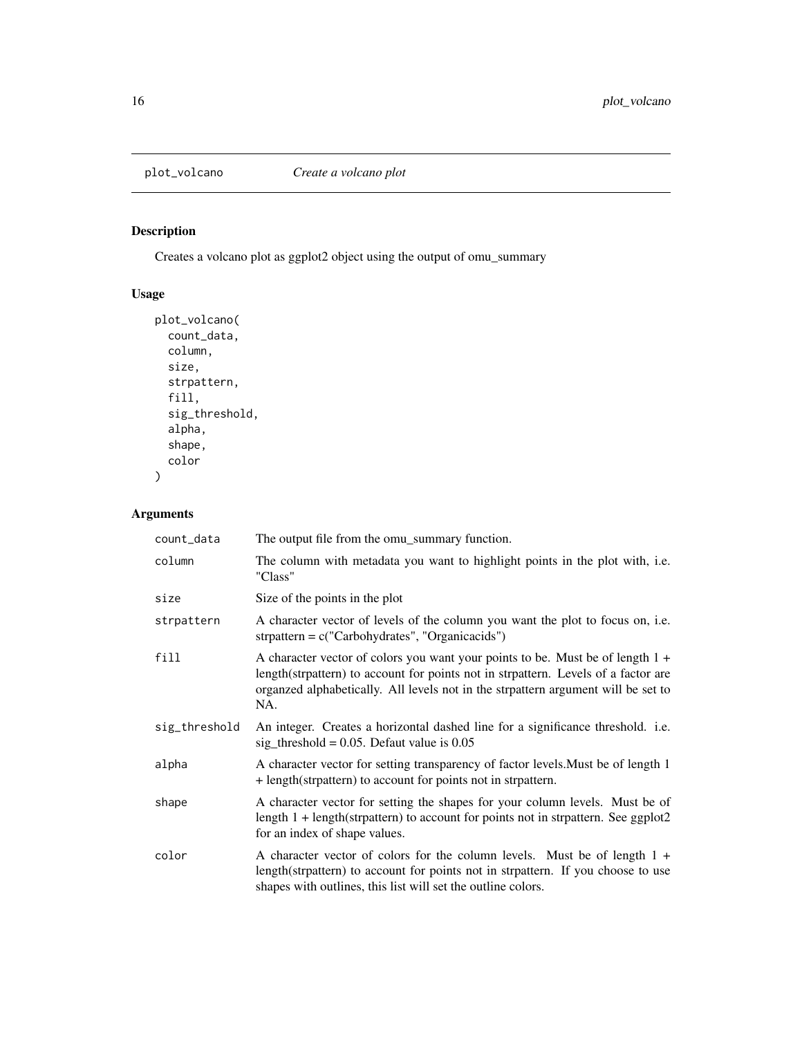# plot_volcano *Create a volcano plot*

## Description

Creates a volcano plot as ggplot2 object using the output of omu_summary

## Usage

```
plot_volcano(
  count_data,
  column,
  size,
  strpattern,
  fill,
  sig_threshold,
  alpha,
  shape,
  color
)
```

## Arguments

| Argument | Description |
| --- | --- |
| count_data | The output file from the omu_summary function. |
| column | The column with metadata you want to highlight points in the plot with, i.e. "Class" |
| size | Size of the points in the plot |
| strpattern | A character vector of levels of the column you want the plot to focus on, i.e. strpattern = c("Carbohydrates", "Organicacids") |
| fill | A character vector of colors you want your points to be. Must be of length 1 + length(strpattern) to account for points not in strpattern. Levels of a factor are organzed alphabetically. All levels not in the strpattern argument will be set to NA. |
| sig_threshold | An integer. Creates a horizontal dashed line for a significance threshold. i.e. sig_threshold = 0.05. Defaut value is 0.05 |
| alpha | A character vector for setting transparency of factor levels.Must be of length 1 + length(strpattern) to account for points not in strpattern. |
| shape | A character vector for setting the shapes for your column levels. Must be of length 1 + length(strpattern) to account for points not in strpattern. See ggplot2 for an index of shape values. |
| color | A character vector of colors for the column levels. Must be of length 1 + length(strpattern) to account for points not in strpattern. If you choose to use shapes with outlines, this list will set the outline colors. |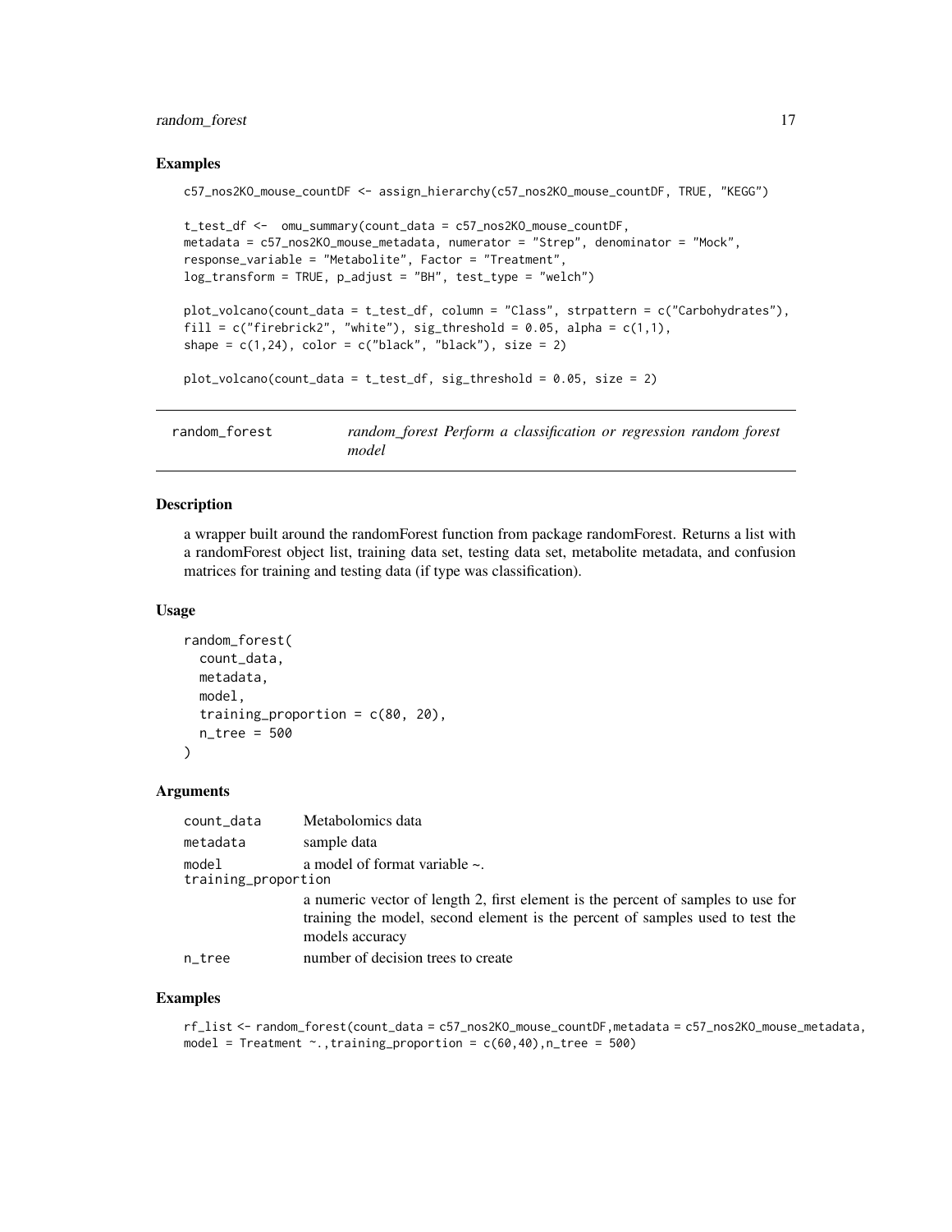### Examples

```
c57_nos2KO_mouse_countDF <- assign_hierarchy(c57_nos2KO_mouse_countDF, TRUE, "KEGG")

t_test_df <-  omu_summary(count_data = c57_nos2KO_mouse_countDF,
metadata = c57_nos2KO_mouse_metadata, numerator = "Strep", denominator = "Mock",
response_variable = "Metabolite", Factor = "Treatment",
log_transform = TRUE, p_adjust = "BH", test_type = "welch")

plot_volcano(count_data = t_test_df, column = "Class", strpattern = c("Carbohydrates"),
fill = c("firebrick2", "white"), sig_threshold = 0.05, alpha = c(1,1),
shape = c(1,24), color = c("black", "black"), size = 2)

plot_volcano(count_data = t_test_df, sig_threshold = 0.05, size = 2)
```

---

## random_forest — *random_forest Perform a classification or regression random forest model*

### Description

a wrapper built around the randomForest function from package randomForest. Returns a list with a randomForest object list, training data set, testing data set, metabolite metadata, and confusion matrices for training and testing data (if type was classification).

### Usage

```
random_forest(
  count_data,
  metadata,
  model,
  training_proportion = c(80, 20),
  n_tree = 500
)
```

### Arguments

| | |
|---|---|
| count_data | Metabolomics data |
| metadata | sample data |
| model | a model of format variable ~. |
| training_proportion | a numeric vector of length 2, first element is the percent of samples to use for training the model, second element is the percent of samples used to test the models accuracy |
| n_tree | number of decision trees to create |

### Examples

```
rf_list <- random_forest(count_data = c57_nos2KO_mouse_countDF,metadata = c57_nos2KO_mouse_metadata,
model = Treatment ~.,training_proportion = c(60,40),n_tree = 500)
```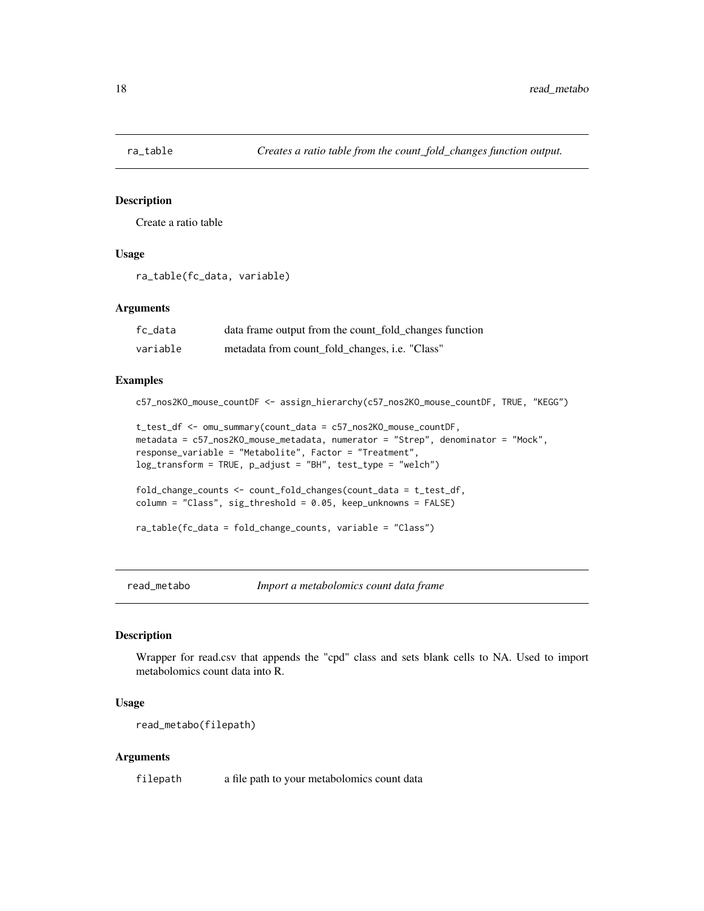## ra_table *Creates a ratio table from the count_fold_changes function output.*

### Description

Create a ratio table

### Usage

```
ra_table(fc_data, variable)
```

### Arguments

| | |
|---|---|
| fc_data | data frame output from the count_fold_changes function |
| variable | metadata from count_fold_changes, i.e. "Class" |

### Examples

```
c57_nos2KO_mouse_countDF <- assign_hierarchy(c57_nos2KO_mouse_countDF, TRUE, "KEGG")

t_test_df <- omu_summary(count_data = c57_nos2KO_mouse_countDF,
metadata = c57_nos2KO_mouse_metadata, numerator = "Strep", denominator = "Mock",
response_variable = "Metabolite", Factor = "Treatment",
log_transform = TRUE, p_adjust = "BH", test_type = "welch")

fold_change_counts <- count_fold_changes(count_data = t_test_df,
column = "Class", sig_threshold = 0.05, keep_unknowns = FALSE)

ra_table(fc_data = fold_change_counts, variable = "Class")
```

## read_metabo *Import a metabolomics count data frame*

### Description

Wrapper for read.csv that appends the "cpd" class and sets blank cells to NA. Used to import metabolomics count data into R.

### Usage

```
read_metabo(filepath)
```

### Arguments

| | |
|---|---|
| filepath | a file path to your metabolomics count data |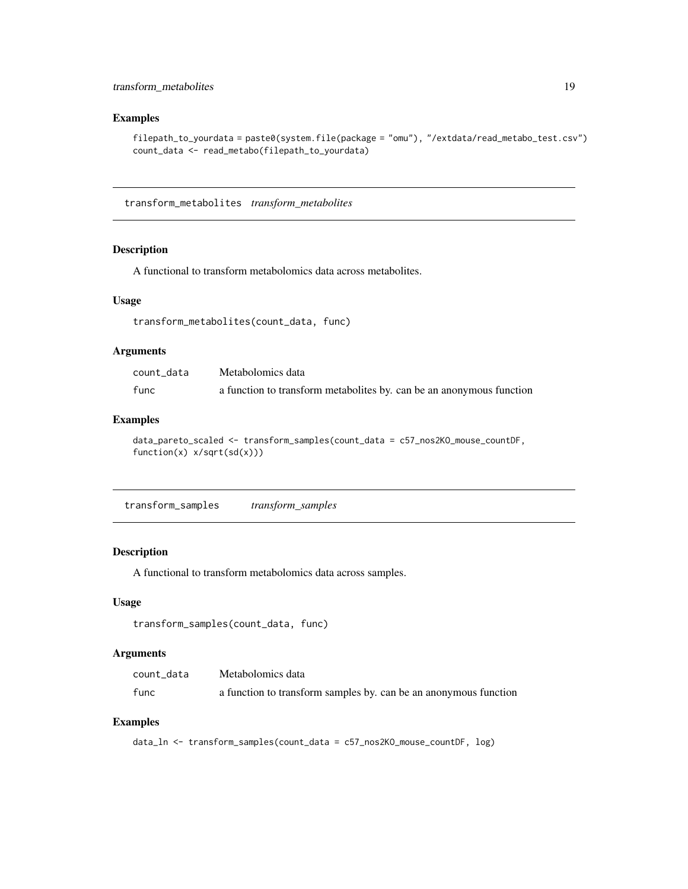## Examples

```
filepath_to_yourdata = paste0(system.file(package = "omu"), "/extdata/read_metabo_test.csv")
count_data <- read_metabo(filepath_to_yourdata)
```

---

# transform_metabolites *transform_metabolites*

## Description

A functional to transform metabolomics data across metabolites.

## Usage

```
transform_metabolites(count_data, func)
```

## Arguments

| | |
|---|---|
| count_data | Metabolomics data |
| func | a function to transform metabolites by. can be an anonymous function |

## Examples

```
data_pareto_scaled <- transform_samples(count_data = c57_nos2KO_mouse_countDF,
function(x) x/sqrt(sd(x)))
```

---

# transform_samples *transform_samples*

## Description

A functional to transform metabolomics data across samples.

## Usage

```
transform_samples(count_data, func)
```

## Arguments

| | |
|---|---|
| count_data | Metabolomics data |
| func | a function to transform samples by. can be an anonymous function |

## Examples

```
data_ln <- transform_samples(count_data = c57_nos2KO_mouse_countDF, log)
```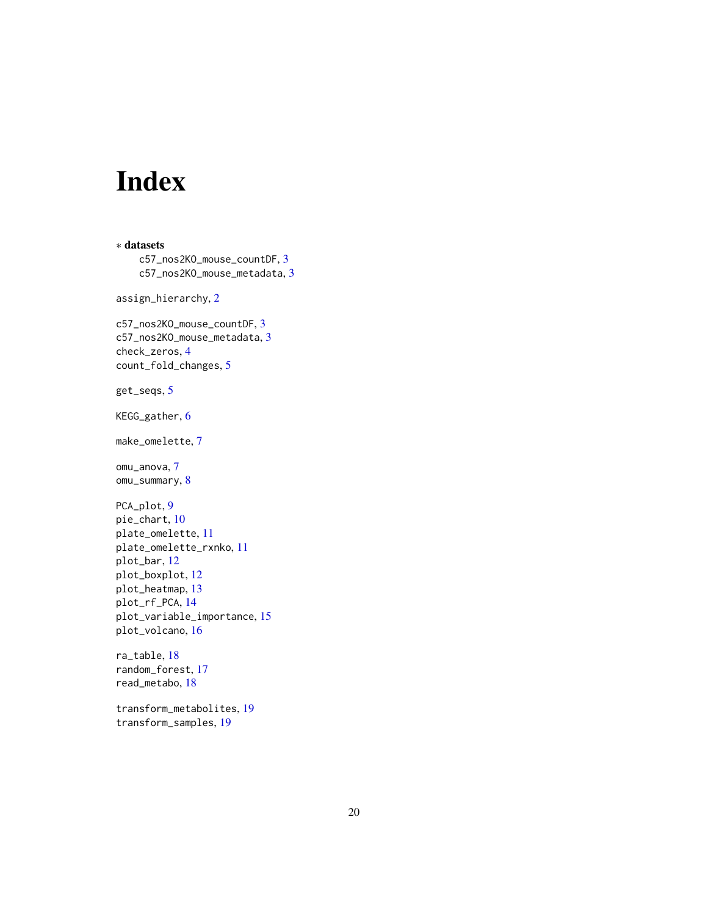# Index

* **datasets**
    c57_nos2KO_mouse_countDF, 3
    c57_nos2KO_mouse_metadata, 3

assign_hierarchy, 2

c57_nos2KO_mouse_countDF, 3
c57_nos2KO_mouse_metadata, 3
check_zeros, 4
count_fold_changes, 5

get_seqs, 5

KEGG_gather, 6

make_omelette, 7

omu_anova, 7
omu_summary, 8

PCA_plot, 9
pie_chart, 10
plate_omelette, 11
plate_omelette_rxnko, 11
plot_bar, 12
plot_boxplot, 12
plot_heatmap, 13
plot_rf_PCA, 14
plot_variable_importance, 15
plot_volcano, 16

ra_table, 18
random_forest, 17
read_metabo, 18

transform_metabolites, 19
transform_samples, 19